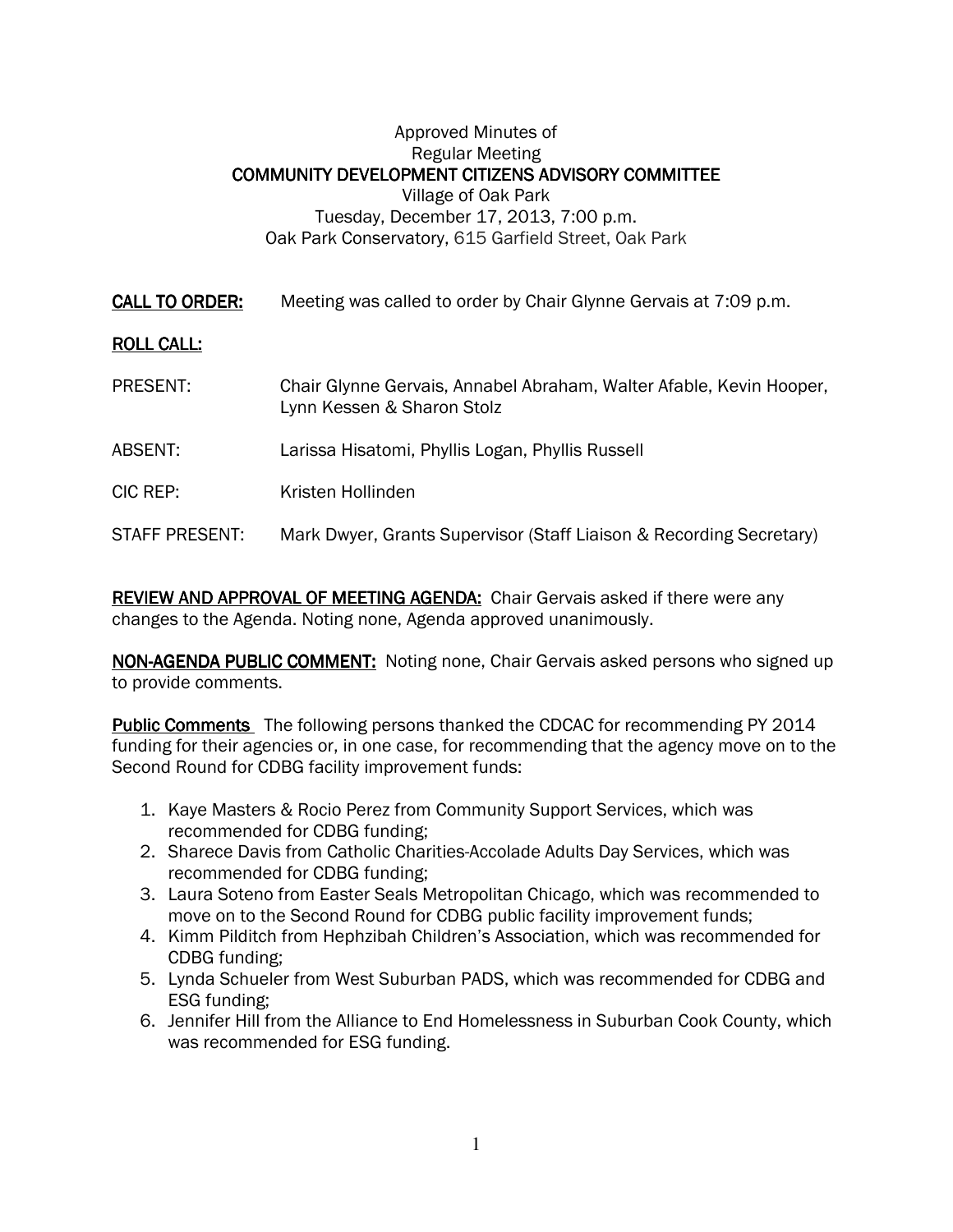Approved Minutes of
Regular Meeting
**COMMUNITY DEVELOPMENT CITIZENS ADVISORY COMMITTEE**
Village of Oak Park
Tuesday, December 17, 2013, 7:00 p.m.
Oak Park Conservatory, 615 Garfield Street, Oak Park

**CALL TO ORDER:** Meeting was called to order by Chair Glynne Gervais at 7:09 p.m.

**ROLL CALL:**

PRESENT: Chair Glynne Gervais, Annabel Abraham, Walter Afable, Kevin Hooper, Lynn Kessen & Sharon Stolz

ABSENT: Larissa Hisatomi, Phyllis Logan, Phyllis Russell

CIC REP: Kristen Hollinden

STAFF PRESENT: Mark Dwyer, Grants Supervisor (Staff Liaison & Recording Secretary)

**REVIEW AND APPROVAL OF MEETING AGENDA:** Chair Gervais asked if there were any changes to the Agenda. Noting none, Agenda approved unanimously.

**NON-AGENDA PUBLIC COMMENT:** Noting none, Chair Gervais asked persons who signed up to provide comments.

**Public Comments** The following persons thanked the CDCAC for recommending PY 2014 funding for their agencies or, in one case, for recommending that the agency move on to the Second Round for CDBG facility improvement funds:

1. Kaye Masters & Rocio Perez from Community Support Services, which was recommended for CDBG funding;
2. Sharece Davis from Catholic Charities-Accolade Adults Day Services, which was recommended for CDBG funding;
3. Laura Soteno from Easter Seals Metropolitan Chicago, which was recommended to move on to the Second Round for CDBG public facility improvement funds;
4. Kimm Pilditch from Hephzibah Children's Association, which was recommended for CDBG funding;
5. Lynda Schueler from West Suburban PADS, which was recommended for CDBG and ESG funding;
6. Jennifer Hill from the Alliance to End Homelessness in Suburban Cook County, which was recommended for ESG funding.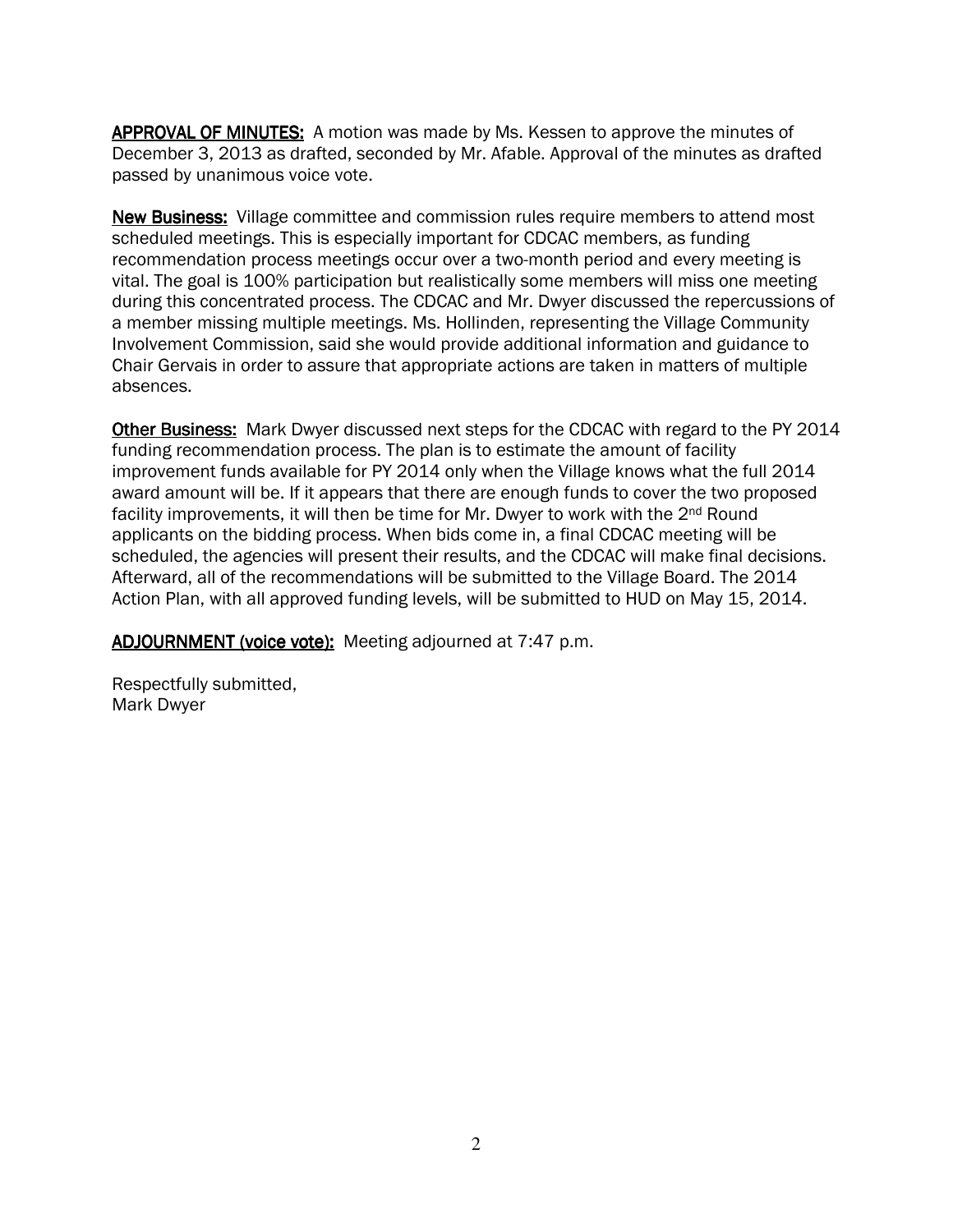**APPROVAL OF MINUTES:** A motion was made by Ms. Kessen to approve the minutes of December 3, 2013 as drafted, seconded by Mr. Afable. Approval of the minutes as drafted passed by unanimous voice vote.

**New Business:** Village committee and commission rules require members to attend most scheduled meetings. This is especially important for CDCAC members, as funding recommendation process meetings occur over a two-month period and every meeting is vital. The goal is 100% participation but realistically some members will miss one meeting during this concentrated process. The CDCAC and Mr. Dwyer discussed the repercussions of a member missing multiple meetings. Ms. Hollinden, representing the Village Community Involvement Commission, said she would provide additional information and guidance to Chair Gervais in order to assure that appropriate actions are taken in matters of multiple absences.

**Other Business:** Mark Dwyer discussed next steps for the CDCAC with regard to the PY 2014 funding recommendation process. The plan is to estimate the amount of facility improvement funds available for PY 2014 only when the Village knows what the full 2014 award amount will be. If it appears that there are enough funds to cover the two proposed facility improvements, it will then be time for Mr. Dwyer to work with the 2nd Round applicants on the bidding process. When bids come in, a final CDCAC meeting will be scheduled, the agencies will present their results, and the CDCAC will make final decisions. Afterward, all of the recommendations will be submitted to the Village Board. The 2014 Action Plan, with all approved funding levels, will be submitted to HUD on May 15, 2014.

**ADJOURNMENT (voice vote):** Meeting adjourned at 7:47 p.m.

Respectfully submitted,
Mark Dwyer